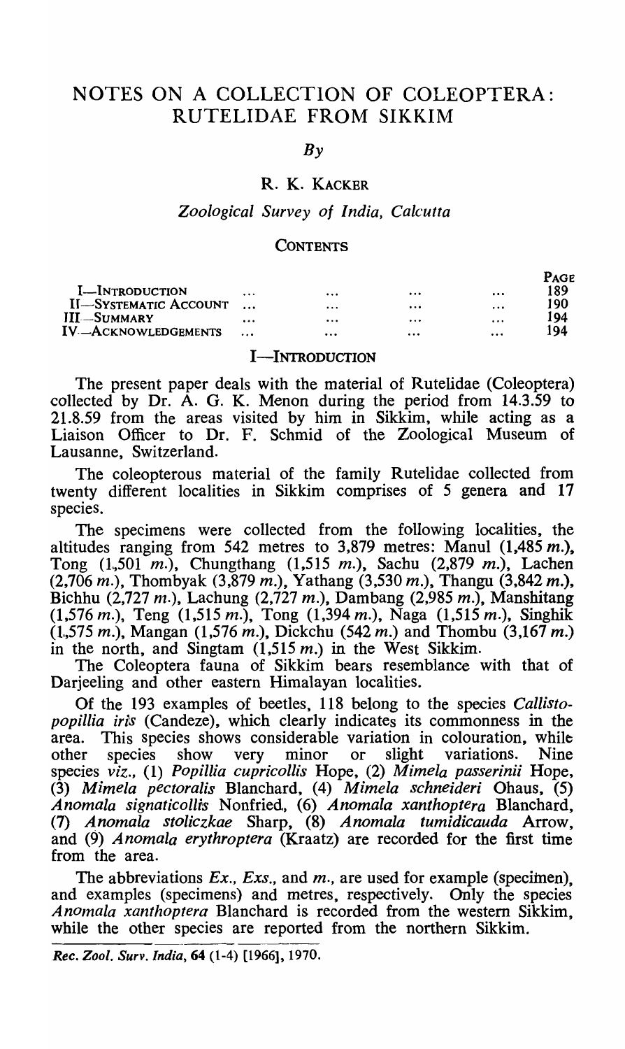# NOTES ON A COLLECTION OF COLEOPTERA: RUTELIDAE FROM SIKKIM

*By*

R. K. KACKER

*Zoological Survey of India, Calcutta*

## CONTENTS

| | PAGE |
|---|---|
| I—INTRODUCTION ... ... ... ... | 189 |
| II—SYSTEMATIC ACCOUNT ... ... ... ... | 190 |
| III—SUMMARY ... ... ... ... | 194 |
| IV—ACKNOWLEDGEMENTS ... ... ... ... | 194 |

## I—INTRODUCTION

The present paper deals with the material of Rutelidae (Coleoptera) collected by Dr. A. G. K. Menon during the period from 14.3.59 to 21.8.59 from the areas visited by him in Sikkim, while acting as a Liaison Officer to Dr. F. Schmid of the Zoological Museum of Lausanne, Switzerland.

The coleopterous material of the family Rutelidae collected from twenty different localities in Sikkim comprises of 5 genera and 17 species.

The specimens were collected from the following localities, the altitudes ranging from 542 metres to 3,879 metres: Manul (1,485 *m.*), Tong (1,501 *m.*), Chungthang (1,515 *m.*), Sachu (2,879 *m.*), Lachen (2,706 *m.*), Thombyak (3,879 *m.*), Yathang (3,530 *m.*), Thangu (3,842 *m.*), Bichhu (2,727 *m.*), Lachung (2,727 *m.*), Dambang (2,985 *m.*), Manshitang (1,576 *m.*), Teng (1,515 *m.*), Tong (1,394 *m.*), Naga (1,515 *m.*), Singhik (1,575 *m.*), Mangan (1,576 *m.*), Dickchu (542 *m.*) and Thombu (3,167 *m.*) in the north, and Singtam (1,515 *m.*) in the West Sikkim.

The Coleoptera fauna of Sikkim bears resemblance with that of Darjeeling and other eastern Himalayan localities.

Of the 193 examples of beetles, 118 belong to the species *Callistopopillia iris* (Candeze), which clearly indicates its commonness in the area. This species shows considerable variation in colouration, while other species show very minor or slight variations. Nine species *viz.*, (1) *Popillia cupricollis* Hope, (2) *Mimela passerinii* Hope, (3) *Mimela pectoralis* Blanchard, (4) *Mimela schneideri* Ohaus, (5) *Anomala signaticollis* Nonfried, (6) *Anomala xanthoptera* Blanchard, (7) *Anomala stoliczkae* Sharp, (8) *Anomala tumidicauda* Arrow, and (9) *Anomala erythroptera* (Kraatz) are recorded for the first time from the area.

The abbreviations *Ex.*, *Exs.*, and *m.*, are used for example (specimen), and examples (specimens) and metres, respectively. Only the species *Anomala xanthoptera* Blanchard is recorded from the western Sikkim, while the other species are reported from the northern Sikkim.

*Rec. Zool. Surv. India*, **64** (1-4) [1966], 1970.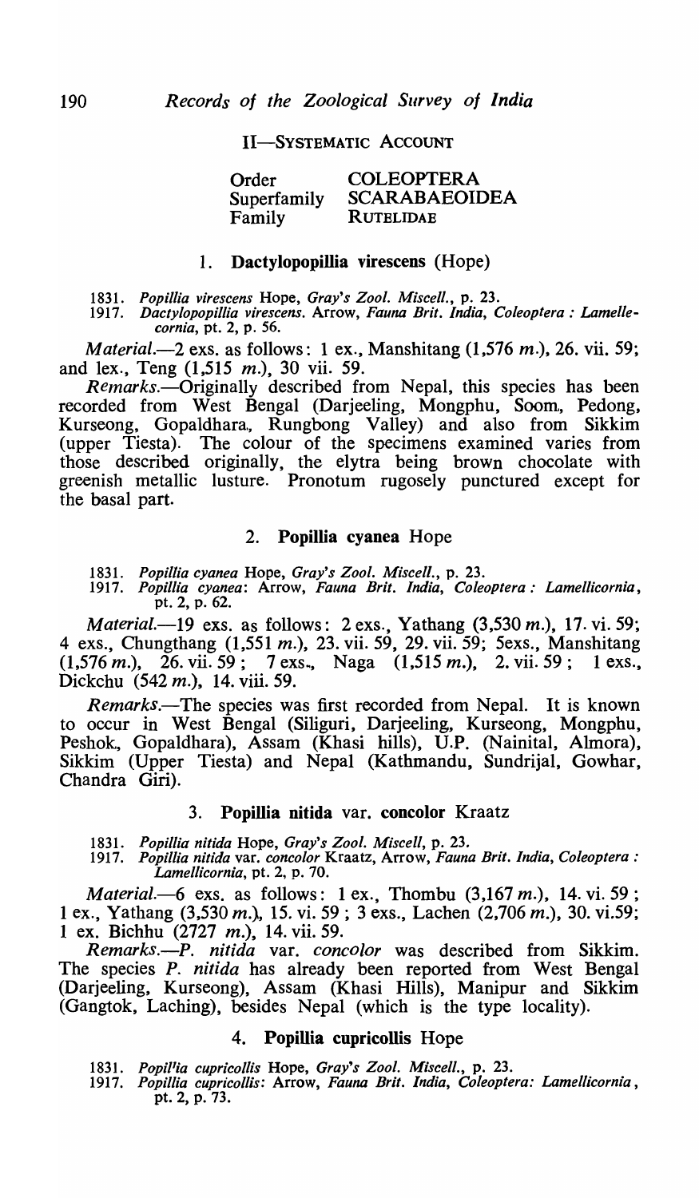## II—Systematic Account

| Order | COLEOPTERA |
|---|---|
| Superfamily | SCARABAEOIDEA |
| Family | RUTELIDAE |

### 1. **Dactylopopillia virescens** (Hope)

1831. *Popillia virescens* Hope, *Gray's Zool. Miscell.*, p. 23.
1917. *Dactylopopillia virescens*. Arrow, *Fauna Brit. India, Coleoptera : Lamellecornia*, pt. 2, p. 56.

*Material.*—2 exs. as follows: 1 ex., Manshitang (1,576 *m.*), 26. vii. 59; and lex., Teng (1,515 *m.*), 30 vii. 59.

*Remarks.*—Originally described from Nepal, this species has been recorded from West Bengal (Darjeeling, Mongphu, Soom, Pedong, Kurseong, Gopaldhara, Rungbong Valley) and also from Sikkim (upper Tiesta). The colour of the specimens examined varies from those described originally, the elytra being brown chocolate with greenish metallic lusture. Pronotum rugosely punctured except for the basal part.

### 2. **Popillia cyanea** Hope

1831. *Popillia cyanea* Hope, *Gray's Zool. Miscell.*, p. 23.
1917. *Popillia cyanea*: Arrow, *Fauna Brit. India, Coleoptera : Lamellicornia*, pt. 2, p. 62.

*Material.*—19 exs. as follows: 2 exs., Yathang (3,530 *m.*), 17. vi. 59; 4 exs., Chungthang (1,551 *m.*), 23. vii. 59, 29. vii. 59; 5exs., Manshitang (1,576 *m.*), 26. vii. 59; 7 exs., Naga (1,515 *m.*), 2. vii. 59; 1 exs., Dickchu (542 *m.*), 14. viii. 59.

*Remarks.*—The species was first recorded from Nepal. It is known to occur in West Bengal (Siliguri, Darjeeling, Kurseong, Mongphu, Peshok, Gopaldhara), Assam (Khasi hills), U.P. (Nainital, Almora), Sikkim (Upper Tiesta) and Nepal (Kathmandu, Sundrijal, Gowhar, Chandra Giri).

### 3. **Popillia nitida** var. **concolor** Kraatz

1831. *Popillia nitida* Hope, *Gray's Zool. Miscell*, p. 23.
1917. *Popillia nitida* var. *concolor* Kraatz, Arrow, *Fauna Brit. India, Coleoptera : Lamellicornia*, pt. 2, p. 70.

*Material.*—6 exs. as follows: 1 ex., Thombu (3,167 *m.*), 14. vi. 59; 1 ex., Yathang (3,530 *m.*), 15. vi. 59; 3 exs., Lachen (2,706 *m.*), 30. vi.59; 1 ex. Bichhu (2727 *m.*), 14. vii. 59.

*Remarks.*—*P. nitida* var. *concolor* was described from Sikkim. The species *P. nitida* has already been reported from West Bengal (Darjeeling, Kurseong), Assam (Khasi Hills), Manipur and Sikkim (Gangtok, Laching), besides Nepal (which is the type locality).

### 4. **Popillia cupricollis** Hope

1831. *Popil'ia cupricollis* Hope, *Gray's Zool. Miscell.*, p. 23.
1917. *Popillia cupricollis*: Arrow, *Fauna Brit. India, Coleoptera: Lamellicornia*, pt. 2, p. 73.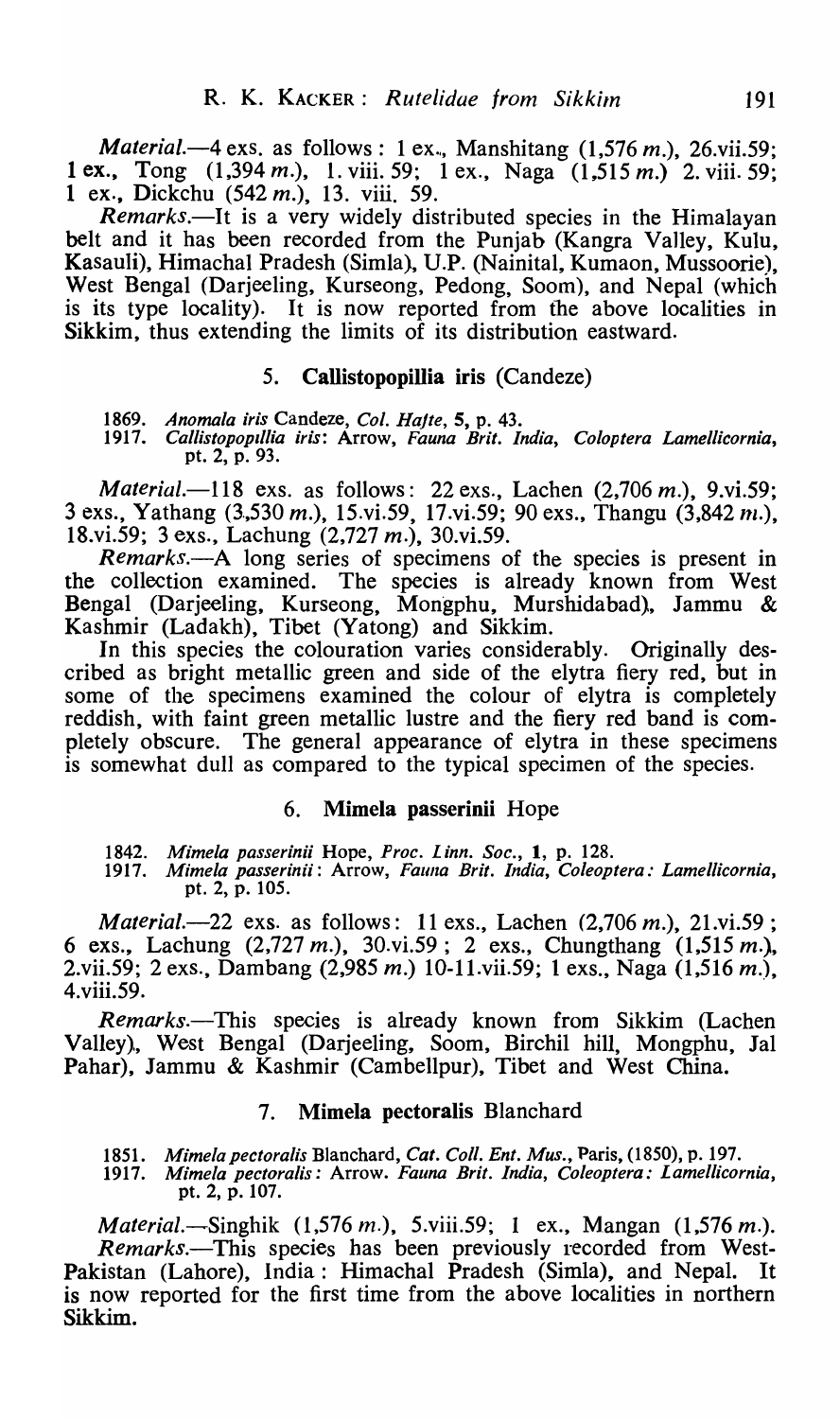*Material*.—4 exs. as follows: 1 ex., Manshitang (1,576 *m*.), 26.vii.59; 1 ex., Tong (1,394 *m*.), 1. viii. 59; 1 ex., Naga (1,515 *m*.) 2. viii. 59; 1 ex., Dickchu (542 *m*.), 13. viii. 59.

*Remarks*.—It is a very widely distributed species in the Himalayan belt and it has been recorded from the Punjab (Kangra Valley, Kulu, Kasauli), Himachal Pradesh (Simla), U.P. (Nainital, Kumaon, Mussoorie), West Bengal (Darjeeling, Kurseong, Pedong, Soom), and Nepal (which is its type locality). It is now reported from the above localities in Sikkim, thus extending the limits of its distribution eastward.

### 5. **Callistopopillia iris** (Candeze)

1869. *Anomala iris* Candeze, *Col. Hafte*, **5**, p. 43.
1917. *Callistopopillia iris*: Arrow, *Fauna Brit. India, Coloptera Lamellicornia*, pt. 2, p. 93.

*Material*.—118 exs. as follows: 22 exs., Lachen (2,706 *m*.), 9.vi.59; 3 exs., Yathang (3,530 *m*.), 15.vi.59, 17.vi.59; 90 exs., Thangu (3,842 *m*.), 18.vi.59; 3 exs., Lachung (2,727 *m*.), 30.vi.59.

*Remarks*.—A long series of specimens of the species is present in the collection examined. The species is already known from West Bengal (Darjeeling, Kurseong, Mongphu, Murshidabad), Jammu & Kashmir (Ladakh), Tibet (Yatong) and Sikkim.

In this species the colouration varies considerably. Originally described as bright metallic green and side of the elytra fiery red, but in some of the specimens examined the colour of elytra is completely reddish, with faint green metallic lustre and the fiery red band is completely obscure. The general appearance of elytra in these specimens is somewhat dull as compared to the typical specimen of the species.

### 6. **Mimela passerinii** Hope

1842. *Mimela passerinii* Hope, *Proc. Linn. Soc.*, **1**, p. 128.
1917. *Mimela passerinii*: Arrow, *Fauna Brit. India, Coleoptera: Lamellicornia*, pt. 2, p. 105.

*Material*.—22 exs. as follows: 11 exs., Lachen (2,706 *m*.), 21.vi.59; 6 exs., Lachung (2,727 *m*.), 30.vi.59; 2 exs., Chungthang (1,515 *m*.), 2.vii.59; 2 exs., Dambang (2,985 *m*.) 10-11.vii.59; 1 exs., Naga (1,516 *m*.), 4.viii.59.

*Remarks*.—This species is already known from Sikkim (Lachen Valley), West Bengal (Darjeeling, Soom, Birchil hill, Mongphu, Jal Pahar), Jammu & Kashmir (Cambellpur), Tibet and West China.

### 7. **Mimela pectoralis** Blanchard

1851. *Mimela pectoralis* Blanchard, *Cat. Coll. Ent. Mus.*, Paris, (1850), p. 197.
1917. *Mimela pectoralis*: Arrow. *Fauna Brit. India, Coleoptera: Lamellicornia*, pt. 2, p. 107.

*Material*.—Singhik (1,576 *m*.), 5.viii.59; 1 ex., Mangan (1,576 *m*.).

*Remarks*.—This species has been previously recorded from West-Pakistan (Lahore), India: Himachal Pradesh (Simla), and Nepal. It is now reported for the first time from the above localities in northern Sikkim.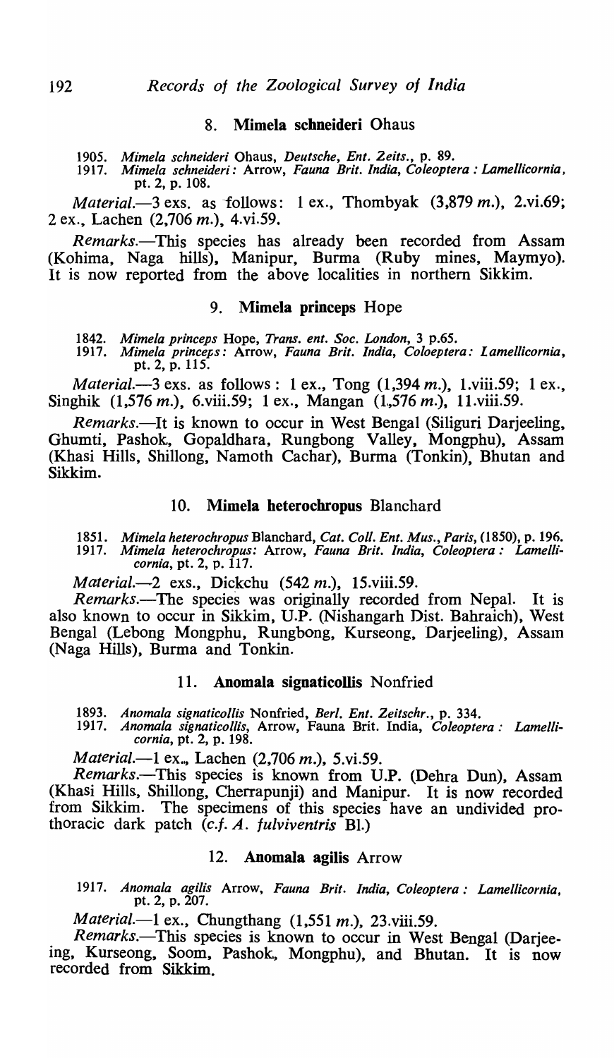### 8. **Mimela schneideri** Ohaus

1905. *Mimela schneideri* Ohaus, *Deutsche, Ent. Zeits.*, p. 89.
1917. *Mimela schneideri*: Arrow, *Fauna Brit. India, Coleoptera : Lamellicornia*, pt. 2, p. 108.

*Material*.—3 exs. as follows: 1 ex., Thombyak (3,879 *m*.), 2.vi.69; 2 ex., Lachen (2,706 *m*.), 4.vi.59.

*Remarks*.—This species has already been recorded from Assam (Kohima, Naga hills), Manipur, Burma (Ruby mines, Maymyo). It is now reported from the above localities in northern Sikkim.

### 9. **Mimela princeps** Hope

1842. *Mimela princeps* Hope, *Trans. ent. Soc. London*, 3 p.65.
1917. *Mimela princeps*: Arrow, *Fauna Brit. India, Coloeptera: Lamellicornia*, pt. 2, p. 115.

*Material*.—3 exs. as follows : 1 ex., Tong (1,394 *m*.), 1.viii.59; 1 ex., Singhik (1,576 *m*.), 6.viii.59; 1 ex., Mangan (1,576 *m*.), 11.viii.59.

*Remarks*.—It is known to occur in West Bengal (Siliguri Darjeeling, Ghumti, Pashok, Gopaldhara, Rungbong Valley, Mongphu), Assam (Khasi Hills, Shillong, Namoth Cachar), Burma (Tonkin), Bhutan and Sikkim.

### 10. **Mimela heterochropus** Blanchard

1851. *Mimela heterochropus* Blanchard, *Cat. Coll. Ent. Mus., Paris*, (1850), p. 196.
1917. *Mimela heterochropus*: Arrow, *Fauna Brit. India, Coleoptera : Lamellicornia*, pt. 2, p. 117.

*Material*.—2 exs., Dickchu (542 *m*.), 15.viii.59.

*Remarks*.—The species was originally recorded from Nepal. It is also known to occur in Sikkim, U.P. (Nishangarh Dist. Bahraich), West Bengal (Lebong Mongphu, Rungbong, Kurseong, Darjeeling), Assam (Naga Hills), Burma and Tonkin.

### 11. **Anomala signaticollis** Nonfried

1893. *Anomala signaticollis* Nonfried, *Berl. Ent. Zeitschr.*, p. 334.
1917. *Anomala signaticollis*, Arrow, Fauna Brit. India, *Coleoptera : Lamellicornia*, pt. 2, p. 198.

*Material*.—1 ex., Lachen (2,706 *m*.), 5.vi.59.

*Remarks*.—This species is known from U.P. (Dehra Dun), Assam (Khasi Hills, Shillong, Cherrapunji) and Manipur. It is now recorded from Sikkim. The specimens of this species have an undivided prothoracic dark patch (*c.f. A. fulviventris* Bl.)

### 12. **Anomala agilis** Arrow

1917. *Anomala agilis* Arrow, *Fauna Brit. India, Coleoptera : Lamellicornia*, pt. 2, p. 207.

*Material*.—1 ex., Chungthang (1,551 *m*.), 23.viii.59.

*Remarks*.—This species is known to occur in West Bengal (Darjeeing, Kurseong, Soom, Pashok, Mongphu), and Bhutan. It is now recorded from Sikkim.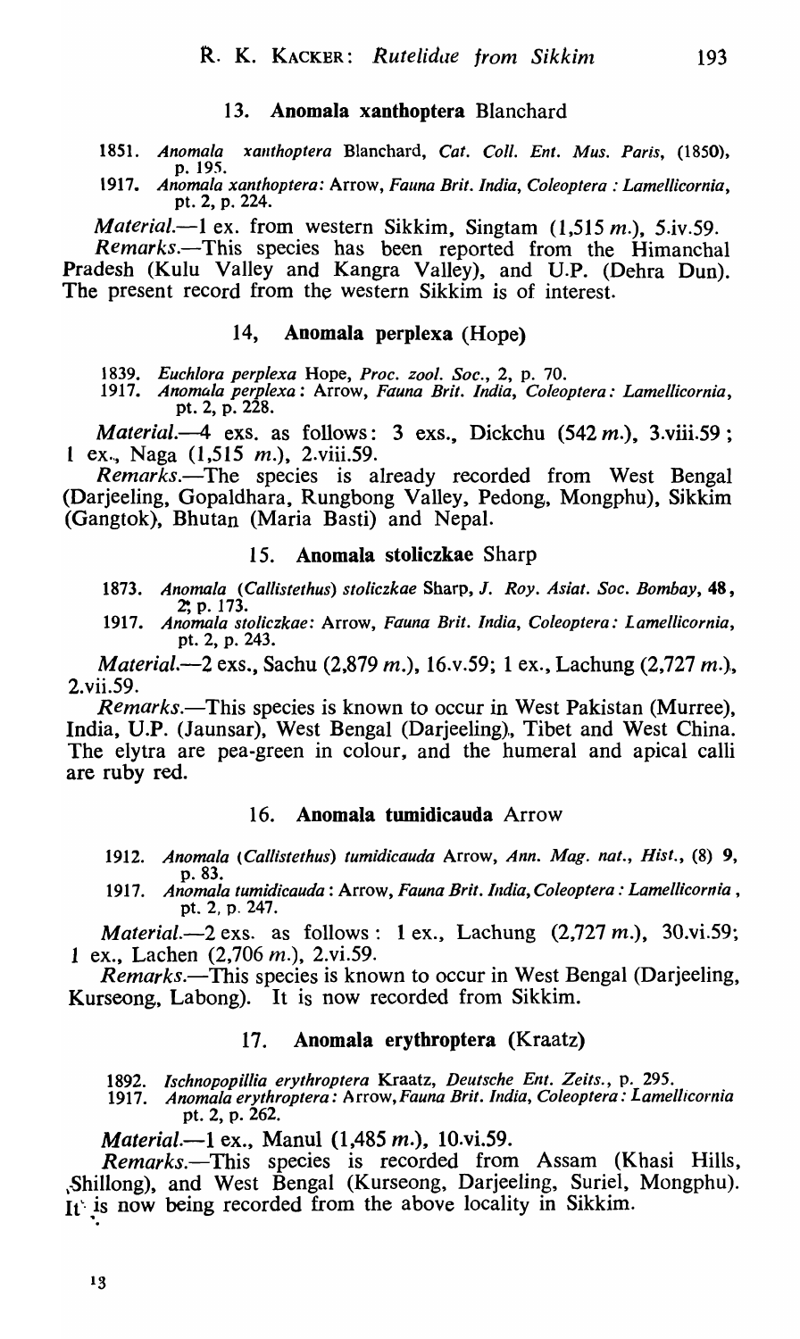### 13. Anomala xanthoptera Blanchard

1851. *Anomala xanthoptera* Blanchard, *Cat. Coll. Ent. Mus. Paris*, (1850), p. 195.
1917. *Anomala xanthoptera*: Arrow, *Fauna Brit. India, Coleoptera : Lamellicornia*, pt. 2, p. 224.

*Material*.—1 ex. from western Sikkim, Singtam (1,515 *m.*), 5.iv.59.

*Remarks*.—This species has been reported from the Himanchal Pradesh (Kulu Valley and Kangra Valley), and U.P. (Dehra Dun). The present record from the western Sikkim is of interest.

### 14, Anomala perplexa (Hope)

1839. *Euchlora perplexa* Hope, *Proc. zool. Soc.*, 2, p. 70.
1917. *Anomala perplexa*: Arrow, *Fauna Brit. India, Coleoptera: Lamellicornia*, pt. 2, p. 228.

*Material*.—4 exs. as follows: 3 exs., Dickchu (542 *m.*), 3.viii.59 ; 1 ex., Naga (1,515 *m.*), 2.viii.59.

*Remarks*.—The species is already recorded from West Bengal (Darjeeling, Gopaldhara, Rungbong Valley, Pedong, Mongphu), Sikkim (Gangtok), Bhutan (Maria Basti) and Nepal.

### 15. Anomala stoliczkae Sharp

1873. *Anomala (Callistethus) stoliczkae* Sharp, *J. Roy. Asiat. Soc. Bombay*, 48, 2; p. 173.
1917. *Anomala stoliczkae*: Arrow, *Fauna Brit. India, Coleoptera: Lamellicornia*, pt. 2, p. 243.

*Material*.—2 exs., Sachu (2,879 *m.*), 16.v.59; 1 ex., Lachung (2,727 *m.*), 2.vii.59.

*Remarks*.—This species is known to occur in West Pakistan (Murree), India, U.P. (Jaunsar), West Bengal (Darjeeling), Tibet and West China. The elytra are pea-green in colour, and the humeral and apical calli are ruby red.

### 16. Anomala tumidicauda Arrow

1912. *Anomala (Callistethus) tumidicauda* Arrow, *Ann. Mag. nat., Hist.*, (8) 9, p. 83.
1917. *Anomala tumidicauda* : Arrow, *Fauna Brit. India, Coleoptera : Lamellicornia*, pt. 2, p. 247.

*Material*.—2 exs. as follows : 1 ex., Lachung (2,727 *m.*), 30.vi.59; 1 ex., Lachen (2,706 *m.*), 2.vi.59.

*Remarks*.—This species is known to occur in West Bengal (Darjeeling, Kurseong, Labong). It is now recorded from Sikkim.

### 17. Anomala erythroptera (Kraatz)

1892. *Ischnopopillia erythroptera* Kraatz, *Deutsche Ent. Zeits.*, p. 295.
1917. *Anomala erythroptera*: Arrow, *Fauna Brit. India, Coleoptera: Lamellicornia* pt. 2, p. 262.

*Material*.—1 ex., Manul (1,485 *m.*), 10.vi.59.

*Remarks*.—This species is recorded from Assam (Khasi Hills, Shillong), and West Bengal (Kurseong, Darjeeling, Suriel, Mongphu). It is now being recorded from the above locality in Sikkim.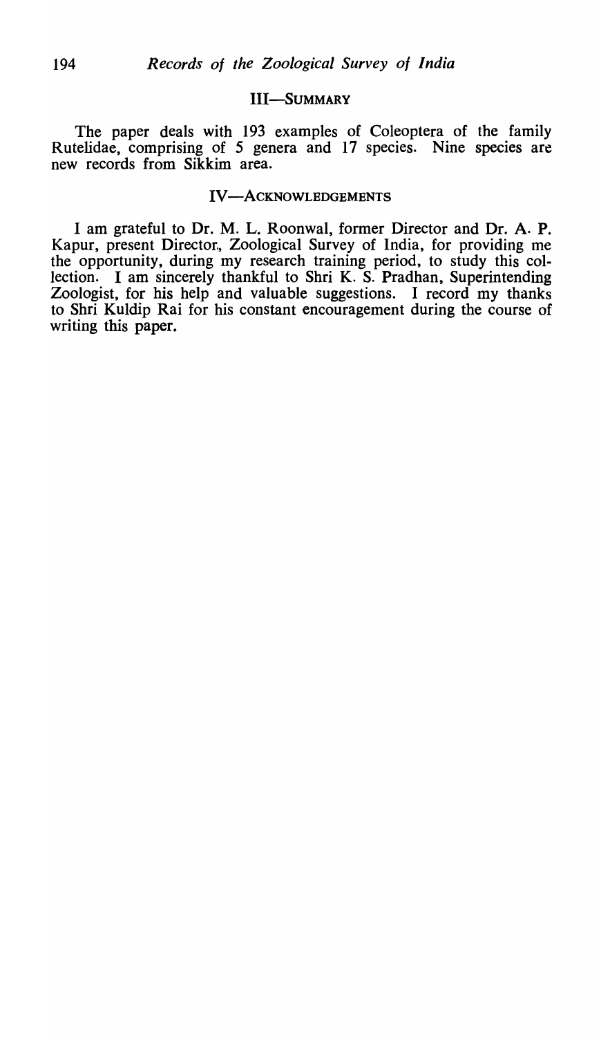## III—SUMMARY

The paper deals with 193 examples of Coleoptera of the family Rutelidae, comprising of 5 genera and 17 species. Nine species are new records from Sikkim area.

## IV—ACKNOWLEDGEMENTS

I am grateful to Dr. M. L. Roonwal, former Director and Dr. A. P. Kapur, present Director, Zoological Survey of India, for providing me the opportunity, during my research training period, to study this collection. I am sincerely thankful to Shri K. S. Pradhan, Superintending Zoologist, for his help and valuable suggestions. I record my thanks to Shri Kuldip Rai for his constant encouragement during the course of writing this paper.